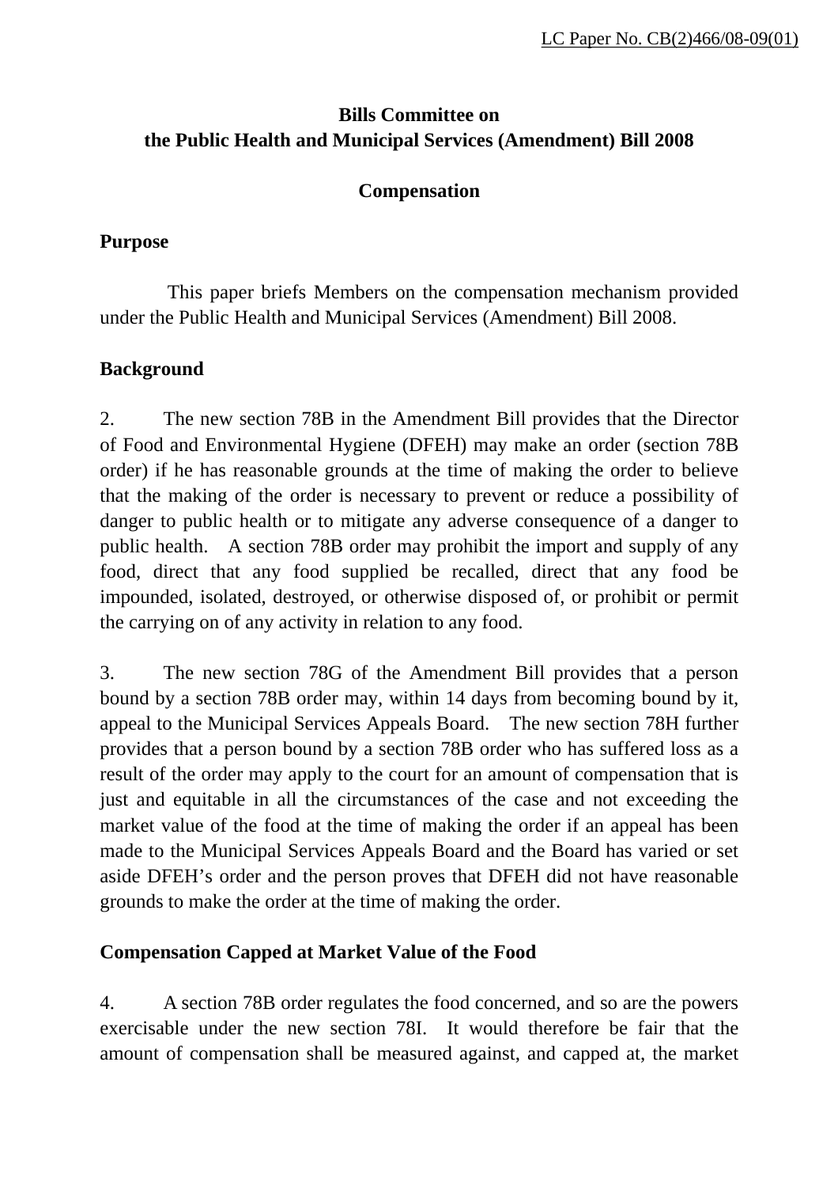LC Paper No. CB(2)466/08-09(01)

**Bills Committee on**
**the Public Health and Municipal Services (Amendment) Bill 2008**

**Compensation**

## Purpose

This paper briefs Members on the compensation mechanism provided under the Public Health and Municipal Services (Amendment) Bill 2008.

## Background

2. The new section 78B in the Amendment Bill provides that the Director of Food and Environmental Hygiene (DFEH) may make an order (section 78B order) if he has reasonable grounds at the time of making the order to believe that the making of the order is necessary to prevent or reduce a possibility of danger to public health or to mitigate any adverse consequence of a danger to public health. A section 78B order may prohibit the import and supply of any food, direct that any food supplied be recalled, direct that any food be impounded, isolated, destroyed, or otherwise disposed of, or prohibit or permit the carrying on of any activity in relation to any food.

3. The new section 78G of the Amendment Bill provides that a person bound by a section 78B order may, within 14 days from becoming bound by it, appeal to the Municipal Services Appeals Board. The new section 78H further provides that a person bound by a section 78B order who has suffered loss as a result of the order may apply to the court for an amount of compensation that is just and equitable in all the circumstances of the case and not exceeding the market value of the food at the time of making the order if an appeal has been made to the Municipal Services Appeals Board and the Board has varied or set aside DFEH's order and the person proves that DFEH did not have reasonable grounds to make the order at the time of making the order.

## Compensation Capped at Market Value of the Food

4. A section 78B order regulates the food concerned, and so are the powers exercisable under the new section 78I. It would therefore be fair that the amount of compensation shall be measured against, and capped at, the market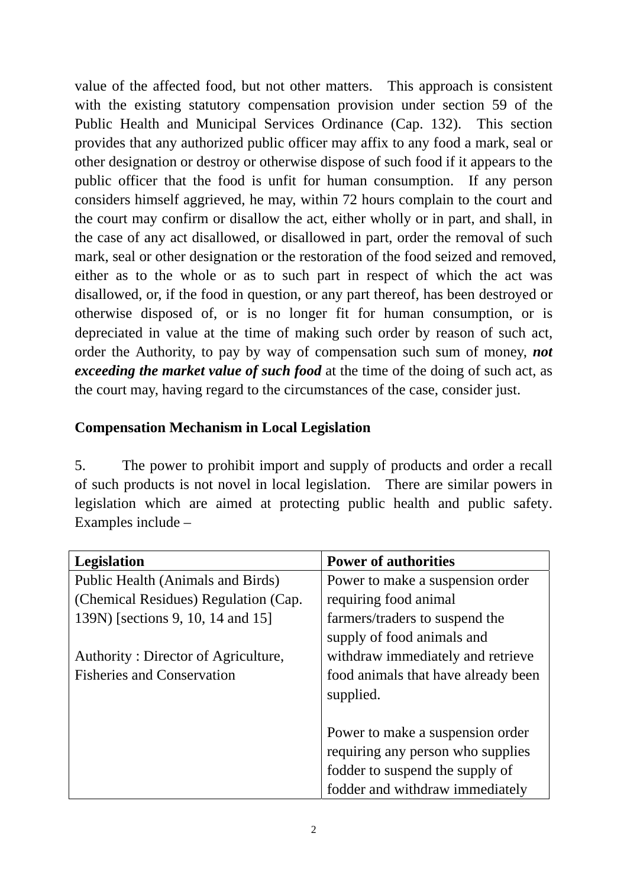value of the affected food, but not other matters. This approach is consistent with the existing statutory compensation provision under section 59 of the Public Health and Municipal Services Ordinance (Cap. 132). This section provides that any authorized public officer may affix to any food a mark, seal or other designation or destroy or otherwise dispose of such food if it appears to the public officer that the food is unfit for human consumption. If any person considers himself aggrieved, he may, within 72 hours complain to the court and the court may confirm or disallow the act, either wholly or in part, and shall, in the case of any act disallowed, or disallowed in part, order the removal of such mark, seal or other designation or the restoration of the food seized and removed, either as to the whole or as to such part in respect of which the act was disallowed, or, if the food in question, or any part thereof, has been destroyed or otherwise disposed of, or is no longer fit for human consumption, or is depreciated in value at the time of making such order by reason of such act, order the Authority, to pay by way of compensation such sum of money, ***not exceeding the market value of such food*** at the time of the doing of such act, as the court may, having regard to the circumstances of the case, consider just.

**Compensation Mechanism in Local Legislation**

5. The power to prohibit import and supply of products and order a recall of such products is not novel in local legislation. There are similar powers in legislation which are aimed at protecting public health and public safety. Examples include –

| Legislation | Power of authorities |
|---|---|
| Public Health (Animals and Birds) (Chemical Residues) Regulation (Cap. 139N) [sections 9, 10, 14 and 15]<br><br>Authority : Director of Agriculture, Fisheries and Conservation | Power to make a suspension order requiring food animal farmers/traders to suspend the supply of food animals and withdraw immediately and retrieve food animals that have already been supplied.<br><br>Power to make a suspension order requiring any person who supplies fodder to suspend the supply of fodder and withdraw immediately |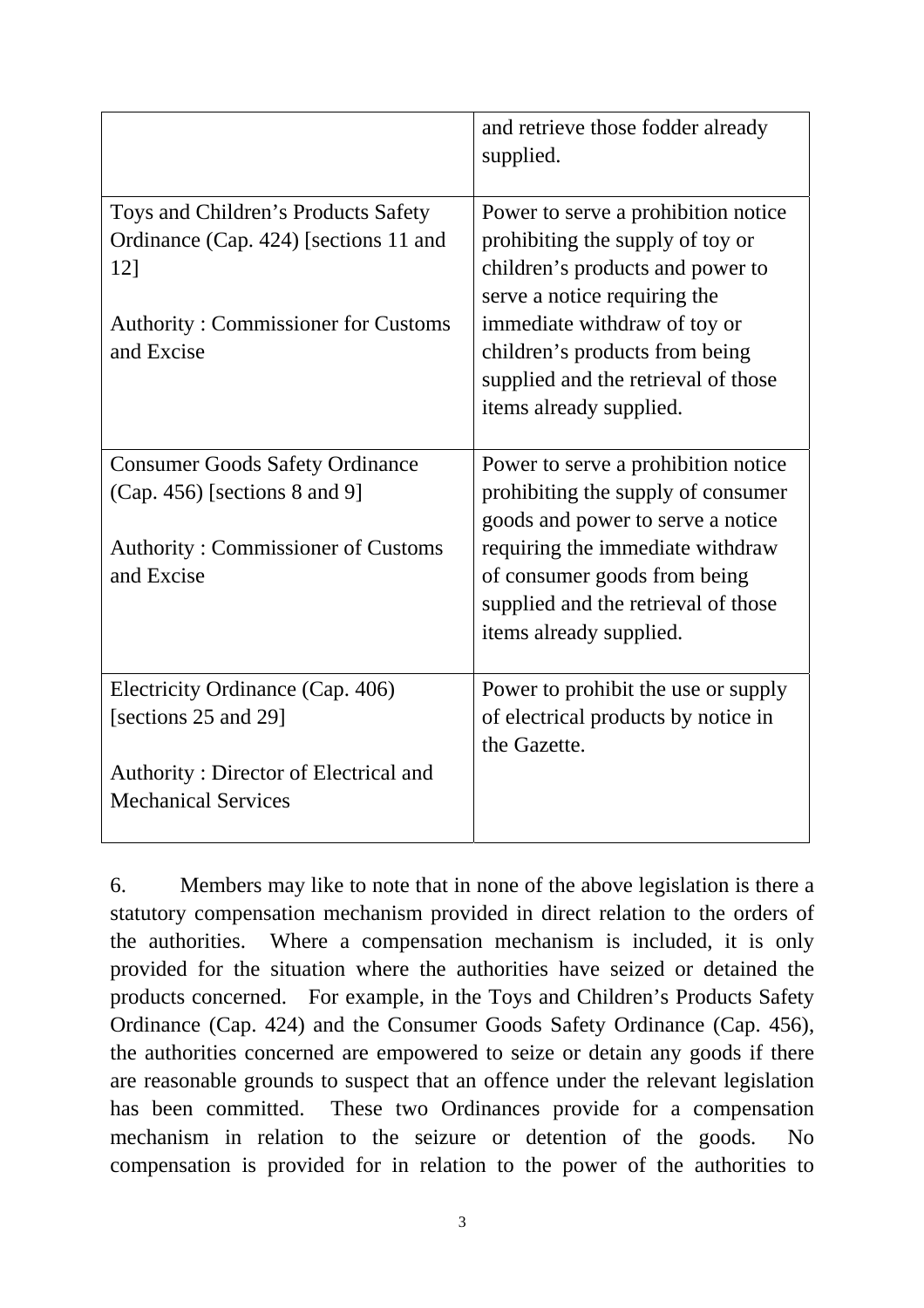| | |
|---|---|
| | and retrieve those fodder already supplied. |
| Toys and Children's Products Safety Ordinance (Cap. 424) [sections 11 and 12]<br><br>Authority : Commissioner for Customs and Excise | Power to serve a prohibition notice prohibiting the supply of toy or children's products and power to serve a notice requiring the immediate withdraw of toy or children's products from being supplied and the retrieval of those items already supplied. |
| Consumer Goods Safety Ordinance (Cap. 456) [sections 8 and 9]<br><br>Authority : Commissioner of Customs and Excise | Power to serve a prohibition notice prohibiting the supply of consumer goods and power to serve a notice requiring the immediate withdraw of consumer goods from being supplied and the retrieval of those items already supplied. |
| Electricity Ordinance (Cap. 406) [sections 25 and 29]<br><br>Authority : Director of Electrical and Mechanical Services | Power to prohibit the use or supply of electrical products by notice in the Gazette. |

6. Members may like to note that in none of the above legislation is there a statutory compensation mechanism provided in direct relation to the orders of the authorities. Where a compensation mechanism is included, it is only provided for the situation where the authorities have seized or detained the products concerned. For example, in the Toys and Children's Products Safety Ordinance (Cap. 424) and the Consumer Goods Safety Ordinance (Cap. 456), the authorities concerned are empowered to seize or detain any goods if there are reasonable grounds to suspect that an offence under the relevant legislation has been committed. These two Ordinances provide for a compensation mechanism in relation to the seizure or detention of the goods. No compensation is provided for in relation to the power of the authorities to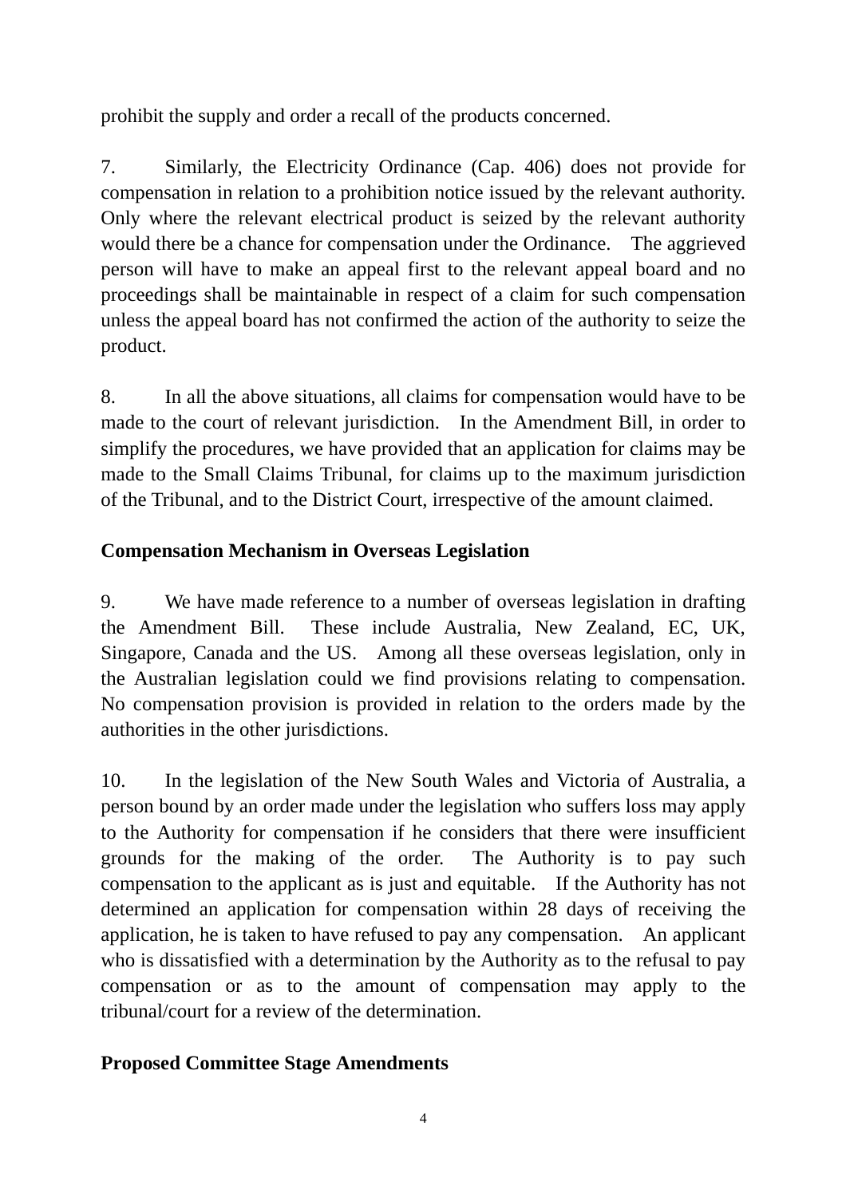prohibit the supply and order a recall of the products concerned.

7. Similarly, the Electricity Ordinance (Cap. 406) does not provide for compensation in relation to a prohibition notice issued by the relevant authority. Only where the relevant electrical product is seized by the relevant authority would there be a chance for compensation under the Ordinance. The aggrieved person will have to make an appeal first to the relevant appeal board and no proceedings shall be maintainable in respect of a claim for such compensation unless the appeal board has not confirmed the action of the authority to seize the product.

8. In all the above situations, all claims for compensation would have to be made to the court of relevant jurisdiction. In the Amendment Bill, in order to simplify the procedures, we have provided that an application for claims may be made to the Small Claims Tribunal, for claims up to the maximum jurisdiction of the Tribunal, and to the District Court, irrespective of the amount claimed.

**Compensation Mechanism in Overseas Legislation**

9. We have made reference to a number of overseas legislation in drafting the Amendment Bill. These include Australia, New Zealand, EC, UK, Singapore, Canada and the US. Among all these overseas legislation, only in the Australian legislation could we find provisions relating to compensation. No compensation provision is provided in relation to the orders made by the authorities in the other jurisdictions.

10. In the legislation of the New South Wales and Victoria of Australia, a person bound by an order made under the legislation who suffers loss may apply to the Authority for compensation if he considers that there were insufficient grounds for the making of the order. The Authority is to pay such compensation to the applicant as is just and equitable. If the Authority has not determined an application for compensation within 28 days of receiving the application, he is taken to have refused to pay any compensation. An applicant who is dissatisfied with a determination by the Authority as to the refusal to pay compensation or as to the amount of compensation may apply to the tribunal/court for a review of the determination.

**Proposed Committee Stage Amendments**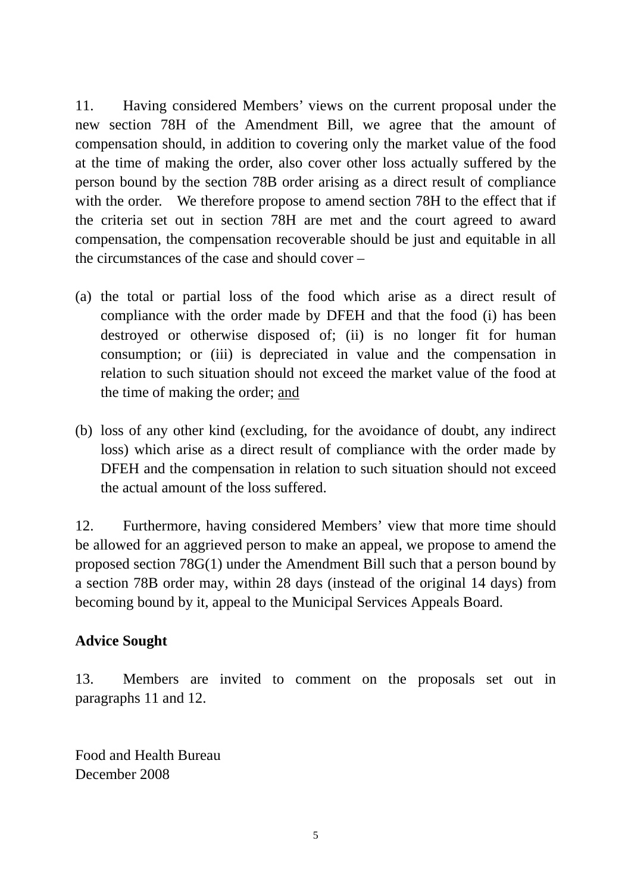11. Having considered Members' views on the current proposal under the new section 78H of the Amendment Bill, we agree that the amount of compensation should, in addition to covering only the market value of the food at the time of making the order, also cover other loss actually suffered by the person bound by the section 78B order arising as a direct result of compliance with the order. We therefore propose to amend section 78H to the effect that if the criteria set out in section 78H are met and the court agreed to award compensation, the compensation recoverable should be just and equitable in all the circumstances of the case and should cover –

(a) the total or partial loss of the food which arise as a direct result of compliance with the order made by DFEH and that the food (i) has been destroyed or otherwise disposed of; (ii) is no longer fit for human consumption; or (iii) is depreciated in value and the compensation in relation to such situation should not exceed the market value of the food at the time of making the order; <u>and</u>

(b) loss of any other kind (excluding, for the avoidance of doubt, any indirect loss) which arise as a direct result of compliance with the order made by DFEH and the compensation in relation to such situation should not exceed the actual amount of the loss suffered.

12. Furthermore, having considered Members' view that more time should be allowed for an aggrieved person to make an appeal, we propose to amend the proposed section 78G(1) under the Amendment Bill such that a person bound by a section 78B order may, within 28 days (instead of the original 14 days) from becoming bound by it, appeal to the Municipal Services Appeals Board.

**Advice Sought**

13. Members are invited to comment on the proposals set out in paragraphs 11 and 12.

Food and Health Bureau
December 2008